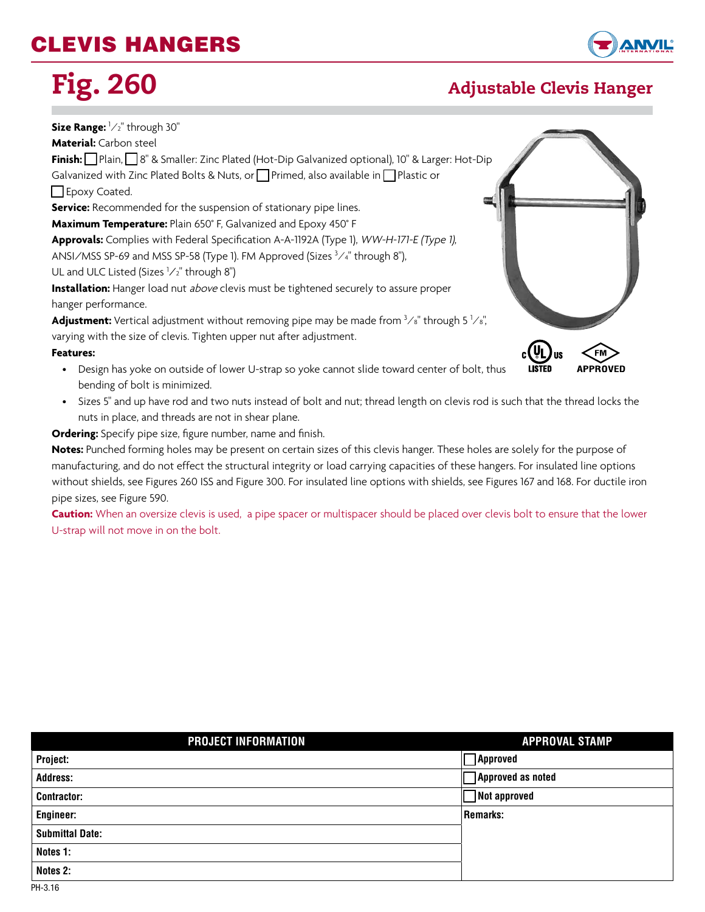# CLEVIS HANGERS

# Fig. 260

## Adjustable Clevis Hanger

**Size Range:** 1⁄2" through 30"

**Material:** Carbon steel

**Finish:** ☐ Plain, ☐ 8" & Smaller: Zinc Plated (Hot-Dip Galvanized optional), 10" & Larger: Hot-Dip Galvanized with Zinc Plated Bolts & Nuts, or ☐ Primed, also available in ☐ Plastic or ☐ Epoxy Coated.

**Service:** Recommended for the suspension of stationary pipe lines.

**Maximum Temperature:** Plain 650° F, Galvanized and Epoxy 450° F

**Approvals:** Complies with Federal Specification A-A-1192A (Type 1), *WW-H-171-E (Type 1)*, ANSI/MSS SP-69 and MSS SP-58 (Type 1). FM Approved (Sizes 3⁄4" through 8"), UL and ULC Listed (Sizes 1⁄2" through 8")

**Installation:** Hanger load nut *above* clevis must be tightened securely to assure proper hanger performance.

**Adjustment:** Vertical adjustment without removing pipe may be made from 3⁄8" through 5 1⁄8", varying with the size of clevis. Tighten upper nut after adjustment.

**Features:**

- Design has yoke on outside of lower U-strap so yoke cannot slide toward center of bolt, thus bending of bolt is minimized.
- Sizes 5" and up have rod and two nuts instead of bolt and nut; thread length on clevis rod is such that the thread locks the nuts in place, and threads are not in shear plane.

**Ordering:** Specify pipe size, figure number, name and finish.

**Notes:** Punched forming holes may be present on certain sizes of this clevis hanger. These holes are solely for the purpose of manufacturing, and do not effect the structural integrity or load carrying capacities of these hangers. For insulated line options without shields, see Figures 260 ISS and Figure 300. For insulated line options with shields, see Figures 167 and 168. For ductile iron pipe sizes, see Figure 590.

**Caution:** When an oversize clevis is used, a pipe spacer or multispacer should be placed over clevis bolt to ensure that the lower U-strap will not move in on the bolt.

| PROJECT INFORMATION | APPROVAL STAMP |
|---|---|
| Project: | ☐ Approved |
| Address: | ☐ Approved as noted |
| Contractor: | ☐ Not approved |
| Engineer: | Remarks: |
| Submittal Date: | |
| Notes 1: | |
| Notes 2: | |

PH-3.16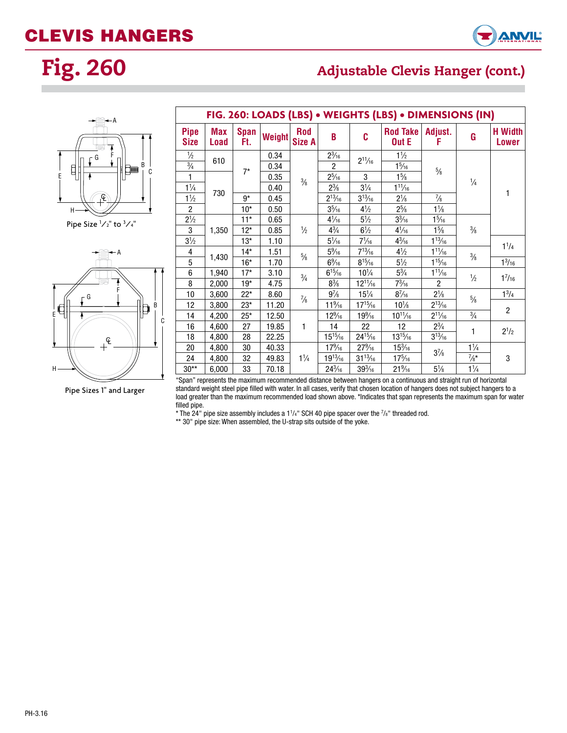# CLEVIS HANGERS

# Fig. 260

## Adjustable Clevis Hanger (cont.)

Pipe Size 1/2" to 3/4"

Pipe Sizes 1" and Larger

**FIG. 260: LOADS (LBS) • WEIGHTS (LBS) • DIMENSIONS (IN)**

| Pipe Size | Max Load | Span Ft. | Weight | Rod Size A | B | C | Rod Take Out E | Adjust. F | G | H Width Lower |
|---|---|---|---|---|---|---|---|---|---|---|
| 1/2 | 610 | 7* | 0.34 | 3/8 | 2 3/16 | 2 11/16 | 1 1/2 | 5/8 | 1/4 | 1 |
| 3/4 | | | 0.34 | | 2 | | 1 5/16 | | | |
| 1 | 730 | | 0.35 | | 2 5/16 | 3 | 1 5/8 | | | |
| 1 1/4 | | | 0.40 | | 2 3/8 | 3 1/4 | 1 11/16 | | | |
| 1 1/2 | | 9* | 0.45 | | 2 13/16 | 3 13/16 | 2 1/8 | 7/8 | | |
| 2 | | 10* | 0.50 | | 3 5/16 | 4 1/2 | 2 5/8 | 1 1/8 | | |
| 2 1/2 | 1,350 | 11* | 0.65 | 1/2 | 4 1/16 | 5 1/2 | 3 3/16 | 1 5/16 | 3/8 | |
| 3 | | 12* | 0.85 | | 4 3/4 | 6 1/2 | 4 1/16 | 1 5/8 | | |
| 3 1/2 | | 13* | 1.10 | | 5 1/16 | 7 1/16 | 4 3/16 | 1 13/16 | | 1 1/4 |
| 4 | 1,430 | 14* | 1.51 | 5/8 | 5 9/16 | 7 13/16 | 4 1/2 | 1 11/16 | 3/8 | |
| 5 | | 16* | 1.70 | | 6 9/16 | 8 15/16 | 5 1/2 | 1 15/16 | | 1 3/16 |
| 6 | 1,940 | 17* | 3.10 | 3/4 | 6 15/16 | 10 1/4 | 5 3/4 | 1 11/16 | 1/2 | 1 7/16 |
| 8 | 2,000 | 19* | 4.75 | | 8 3/8 | 12 11/16 | 7 3/16 | 2 | | |
| 10 | 3,600 | 22* | 8.60 | 7/8 | 9 7/8 | 15 1/4 | 8 7/16 | 2 1/8 | 5/8 | 1 3/4 |
| 12 | 3,800 | 23* | 11.20 | | 11 9/16 | 17 15/16 | 10 1/8 | 2 13/16 | | 2 |
| 14 | 4,200 | 25* | 12.50 | 1 | 12 9/16 | 19 9/16 | 10 11/16 | 2 11/16 | 3/4 | |
| 16 | 4,600 | 27 | 19.85 | | 14 | 22 | 12 | 2 3/4 | 1 | 2 1/2 |
| 18 | 4,800 | 28 | 22.25 | | 15 15/16 | 24 15/16 | 13 15/16 | 3 13/16 | | |
| 20 | 4,800 | 30 | 40.33 | 1 1/4 | 17 9/16 | 27 9/16 | 15 3/16 | 3 7/8 | 1 1/4 | 3 |
| 24 | 4,800 | 32 | 49.83 | | 19 13/16 | 31 13/16 | 17 5/16 | | 7/8* | |
| 30** | 6,000 | 33 | 70.18 | | 24 3/16 | 39 3/16 | 21 9/16 | 5 1/8 | 1 1/4 | |

"Span" represents the maximum recommended distance between hangers on a continuous and straight run of horizontal standard weight steel pipe filled with water. In all cases, verify that chosen location of hangers does not subject hangers to a load greater than the maximum recommended load shown above. *Indicates that span represents the maximum span for water filled pipe.

* The 24" pipe size assembly includes a 1 1/4" SCH 40 pipe spacer over the 7/8" threaded rod.

** 30" pipe size: When assembled, the U-strap sits outside of the yoke.